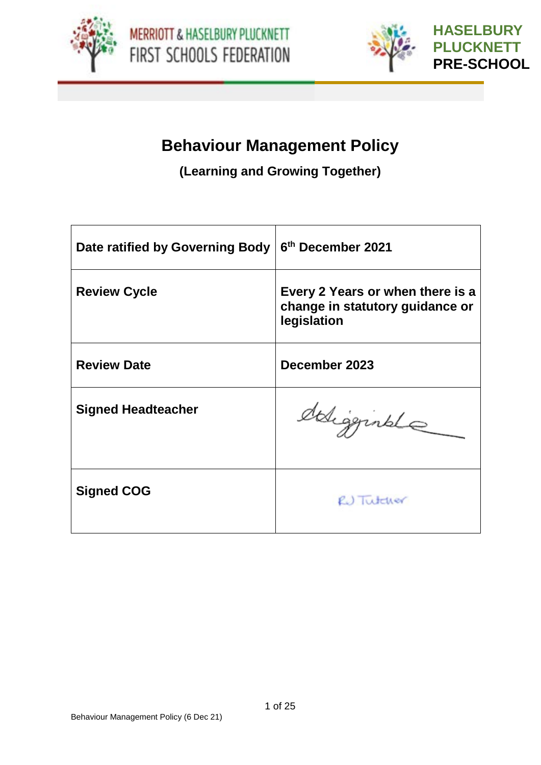MERRIOTT & HASELBURY PLUCKNETT FIRST SCHOOLS FEDERATION

HASELBURY PLUCKNETT PRE-SCHOOL

# Behaviour Management Policy

## (Learning and Growing Together)

| Date ratified by Governing Body | 6th December 2021 |
|---|---|
| Review Cycle | Every 2 Years or when there is a change in statutory guidance or legislation |
| Review Date | December 2023 |
| Signed Headteacher | DHigginbottom |
| Signed COG | RJ Tutcher |

Behaviour Management Policy (6 Dec 21)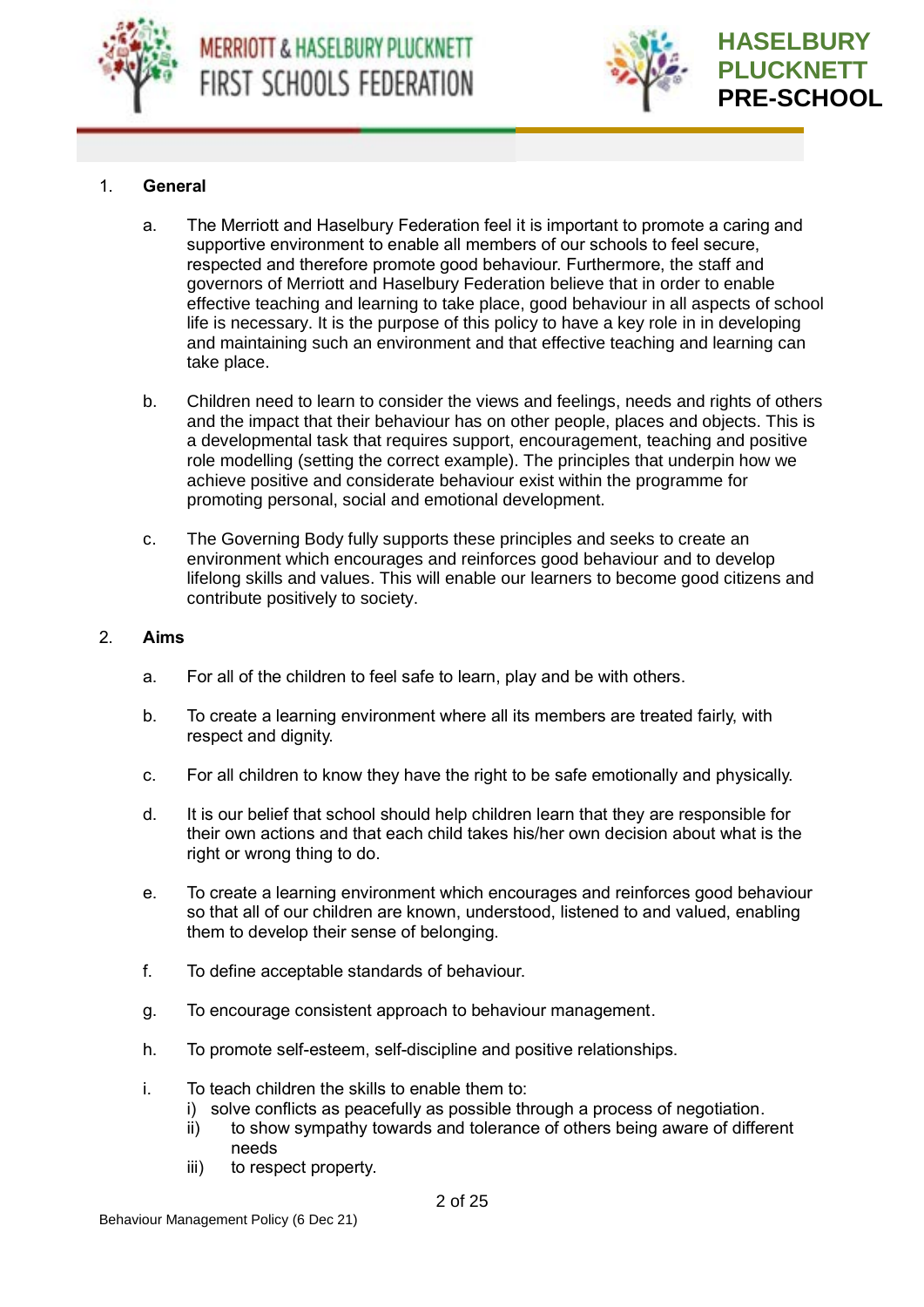## 1. General

a. The Merriott and Haselbury Federation feel it is important to promote a caring and supportive environment to enable all members of our schools to feel secure, respected and therefore promote good behaviour. Furthermore, the staff and governors of Merriott and Haselbury Federation believe that in order to enable effective teaching and learning to take place, good behaviour in all aspects of school life is necessary. It is the purpose of this policy to have a key role in in developing and maintaining such an environment and that effective teaching and learning can take place.

b. Children need to learn to consider the views and feelings, needs and rights of others and the impact that their behaviour has on other people, places and objects. This is a developmental task that requires support, encouragement, teaching and positive role modelling (setting the correct example). The principles that underpin how we achieve positive and considerate behaviour exist within the programme for promoting personal, social and emotional development.

c. The Governing Body fully supports these principles and seeks to create an environment which encourages and reinforces good behaviour and to develop lifelong skills and values. This will enable our learners to become good citizens and contribute positively to society.

## 2. Aims

a. For all of the children to feel safe to learn, play and be with others.

b. To create a learning environment where all its members are treated fairly, with respect and dignity.

c. For all children to know they have the right to be safe emotionally and physically.

d. It is our belief that school should help children learn that they are responsible for their own actions and that each child takes his/her own decision about what is the right or wrong thing to do.

e. To create a learning environment which encourages and reinforces good behaviour so that all of our children are known, understood, listened to and valued, enabling them to develop their sense of belonging.

f. To define acceptable standards of behaviour.

g. To encourage consistent approach to behaviour management.

h. To promote self-esteem, self-discipline and positive relationships.

i. To teach children the skills to enable them to:
   i) solve conflicts as peacefully as possible through a process of negotiation.
   ii) to show sympathy towards and tolerance of others being aware of different needs
   iii) to respect property.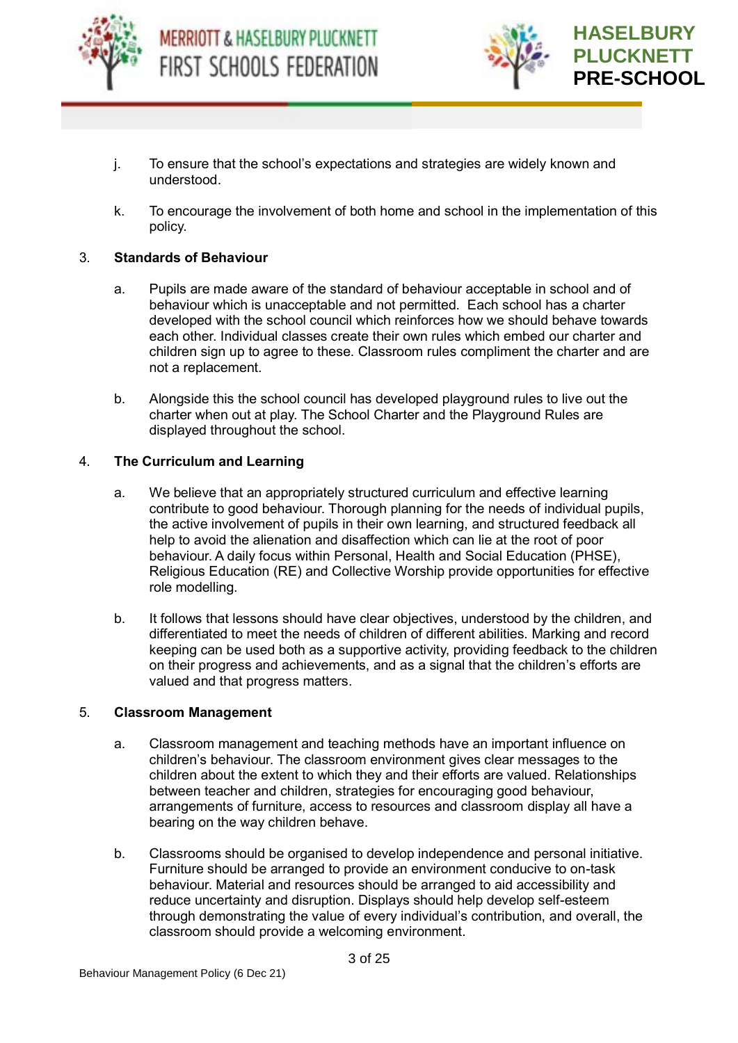j. To ensure that the school's expectations and strategies are widely known and understood.

k. To encourage the involvement of both home and school in the implementation of this policy.

3. **Standards of Behaviour**

a. Pupils are made aware of the standard of behaviour acceptable in school and of behaviour which is unacceptable and not permitted. Each school has a charter developed with the school council which reinforces how we should behave towards each other. Individual classes create their own rules which embed our charter and children sign up to agree to these. Classroom rules compliment the charter and are not a replacement.

b. Alongside this the school council has developed playground rules to live out the charter when out at play. The School Charter and the Playground Rules are displayed throughout the school.

4. **The Curriculum and Learning**

a. We believe that an appropriately structured curriculum and effective learning contribute to good behaviour. Thorough planning for the needs of individual pupils, the active involvement of pupils in their own learning, and structured feedback all help to avoid the alienation and disaffection which can lie at the root of poor behaviour. A daily focus within Personal, Health and Social Education (PHSE), Religious Education (RE) and Collective Worship provide opportunities for effective role modelling.

b. It follows that lessons should have clear objectives, understood by the children, and differentiated to meet the needs of children of different abilities. Marking and record keeping can be used both as a supportive activity, providing feedback to the children on their progress and achievements, and as a signal that the children's efforts are valued and that progress matters.

5. **Classroom Management**

a. Classroom management and teaching methods have an important influence on children's behaviour. The classroom environment gives clear messages to the children about the extent to which they and their efforts are valued. Relationships between teacher and children, strategies for encouraging good behaviour, arrangements of furniture, access to resources and classroom display all have a bearing on the way children behave.

b. Classrooms should be organised to develop independence and personal initiative. Furniture should be arranged to provide an environment conducive to on-task behaviour. Material and resources should be arranged to aid accessibility and reduce uncertainty and disruption. Displays should help develop self-esteem through demonstrating the value of every individual's contribution, and overall, the classroom should provide a welcoming environment.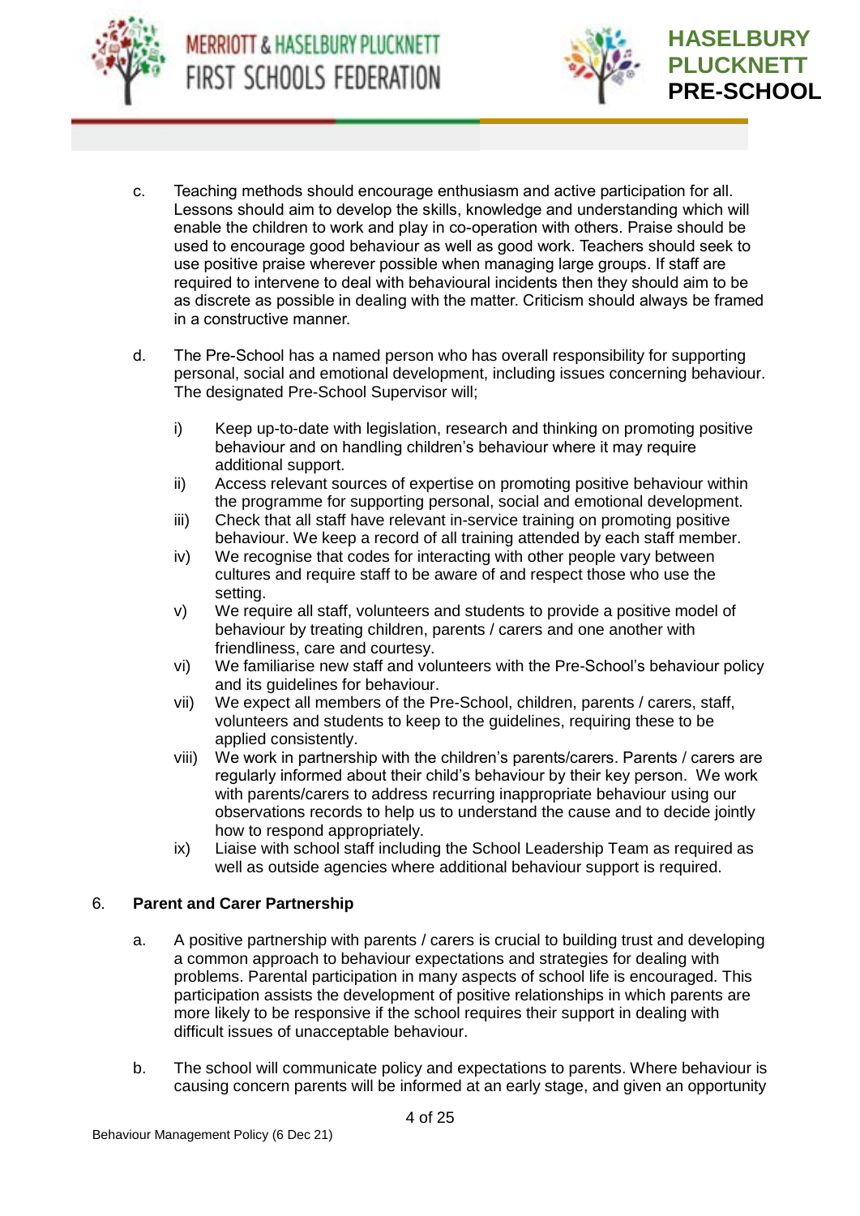c. Teaching methods should encourage enthusiasm and active participation for all. Lessons should aim to develop the skills, knowledge and understanding which will enable the children to work and play in co-operation with others. Praise should be used to encourage good behaviour as well as good work. Teachers should seek to use positive praise wherever possible when managing large groups. If staff are required to intervene to deal with behavioural incidents then they should aim to be as discrete as possible in dealing with the matter. Criticism should always be framed in a constructive manner.

d. The Pre-School has a named person who has overall responsibility for supporting personal, social and emotional development, including issues concerning behaviour. The designated Pre-School Supervisor will;

   i) Keep up-to-date with legislation, research and thinking on promoting positive behaviour and on handling children's behaviour where it may require additional support.
   ii) Access relevant sources of expertise on promoting positive behaviour within the programme for supporting personal, social and emotional development.
   iii) Check that all staff have relevant in-service training on promoting positive behaviour. We keep a record of all training attended by each staff member.
   iv) We recognise that codes for interacting with other people vary between cultures and require staff to be aware of and respect those who use the setting.
   v) We require all staff, volunteers and students to provide a positive model of behaviour by treating children, parents / carers and one another with friendliness, care and courtesy.
   vi) We familiarise new staff and volunteers with the Pre-School's behaviour policy and its guidelines for behaviour.
   vii) We expect all members of the Pre-School, children, parents / carers, staff, volunteers and students to keep to the guidelines, requiring these to be applied consistently.
   viii) We work in partnership with the children's parents/carers. Parents / carers are regularly informed about their child's behaviour by their key person. We work with parents/carers to address recurring inappropriate behaviour using our observations records to help us to understand the cause and to decide jointly how to respond appropriately.
   ix) Liaise with school staff including the School Leadership Team as required as well as outside agencies where additional behaviour support is required.

6. **Parent and Carer Partnership**

a. A positive partnership with parents / carers is crucial to building trust and developing a common approach to behaviour expectations and strategies for dealing with problems. Parental participation in many aspects of school life is encouraged. This participation assists the development of positive relationships in which parents are more likely to be responsive if the school requires their support in dealing with difficult issues of unacceptable behaviour.

b. The school will communicate policy and expectations to parents. Where behaviour is causing concern parents will be informed at an early stage, and given an opportunity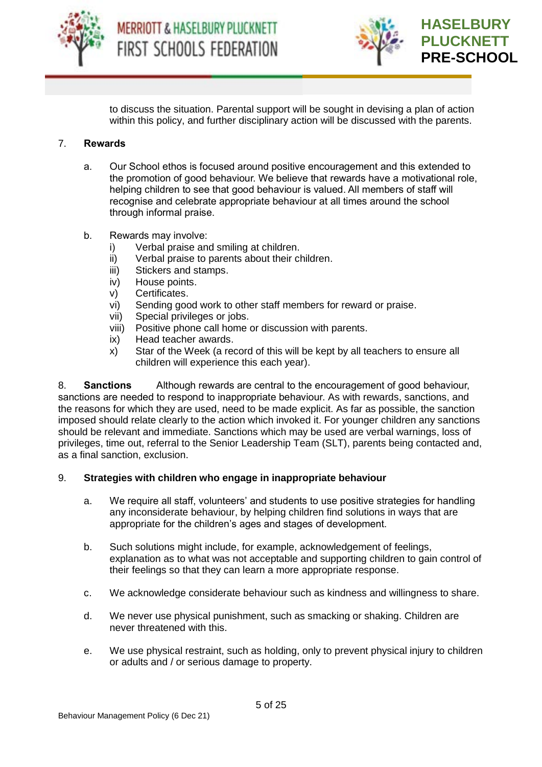to discuss the situation. Parental support will be sought in devising a plan of action within this policy, and further disciplinary action will be discussed with the parents.

7. **Rewards**

   a. Our School ethos is focused around positive encouragement and this extended to the promotion of good behaviour. We believe that rewards have a motivational role, helping children to see that good behaviour is valued. All members of staff will recognise and celebrate appropriate behaviour at all times around the school through informal praise.

   b. Rewards may involve:
      i) Verbal praise and smiling at children.
      ii) Verbal praise to parents about their children.
      iii) Stickers and stamps.
      iv) House points.
      v) Certificates.
      vi) Sending good work to other staff members for reward or praise.
      vii) Special privileges or jobs.
      viii) Positive phone call home or discussion with parents.
      ix) Head teacher awards.
      x) Star of the Week (a record of this will be kept by all teachers to ensure all children will experience this each year).

8. **Sanctions** Although rewards are central to the encouragement of good behaviour, sanctions are needed to respond to inappropriate behaviour. As with rewards, sanctions, and the reasons for which they are used, need to be made explicit. As far as possible, the sanction imposed should relate clearly to the action which invoked it. For younger children any sanctions should be relevant and immediate. Sanctions which may be used are verbal warnings, loss of privileges, time out, referral to the Senior Leadership Team (SLT), parents being contacted and, as a final sanction, exclusion.

9. **Strategies with children who engage in inappropriate behaviour**

   a. We require all staff, volunteers' and students to use positive strategies for handling any inconsiderate behaviour, by helping children find solutions in ways that are appropriate for the children's ages and stages of development.

   b. Such solutions might include, for example, acknowledgement of feelings, explanation as to what was not acceptable and supporting children to gain control of their feelings so that they can learn a more appropriate response.

   c. We acknowledge considerate behaviour such as kindness and willingness to share.

   d. We never use physical punishment, such as smacking or shaking. Children are never threatened with this.

   e. We use physical restraint, such as holding, only to prevent physical injury to children or adults and / or serious damage to property.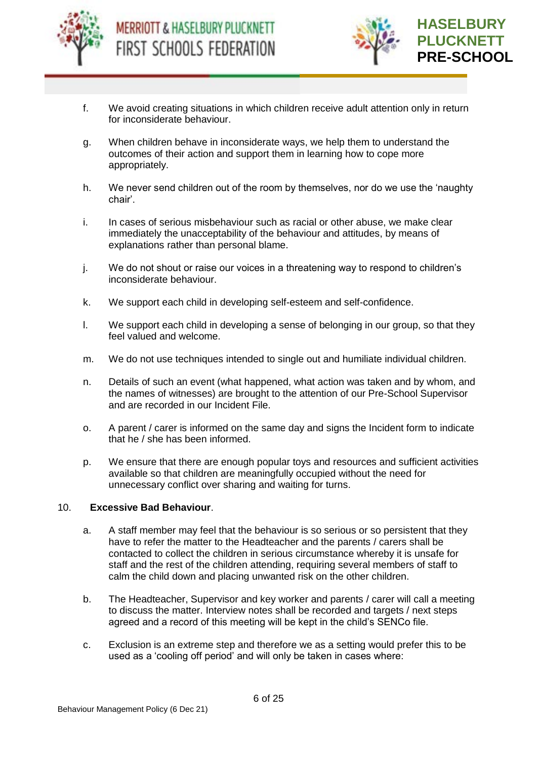f. We avoid creating situations in which children receive adult attention only in return for inconsiderate behaviour.

g. When children behave in inconsiderate ways, we help them to understand the outcomes of their action and support them in learning how to cope more appropriately.

h. We never send children out of the room by themselves, nor do we use the 'naughty chair'.

i. In cases of serious misbehaviour such as racial or other abuse, we make clear immediately the unacceptability of the behaviour and attitudes, by means of explanations rather than personal blame.

j. We do not shout or raise our voices in a threatening way to respond to children's inconsiderate behaviour.

k. We support each child in developing self-esteem and self-confidence.

l. We support each child in developing a sense of belonging in our group, so that they feel valued and welcome.

m. We do not use techniques intended to single out and humiliate individual children.

n. Details of such an event (what happened, what action was taken and by whom, and the names of witnesses) are brought to the attention of our Pre-School Supervisor and are recorded in our Incident File.

o. A parent / carer is informed on the same day and signs the Incident form to indicate that he / she has been informed.

p. We ensure that there are enough popular toys and resources and sufficient activities available so that children are meaningfully occupied without the need for unnecessary conflict over sharing and waiting for turns.

10. **Excessive Bad Behaviour**.

a. A staff member may feel that the behaviour is so serious or so persistent that they have to refer the matter to the Headteacher and the parents / carers shall be contacted to collect the children in serious circumstance whereby it is unsafe for staff and the rest of the children attending, requiring several members of staff to calm the child down and placing unwanted risk on the other children.

b. The Headteacher, Supervisor and key worker and parents / carer will call a meeting to discuss the matter. Interview notes shall be recorded and targets / next steps agreed and a record of this meeting will be kept in the child's SENCo file.

c. Exclusion is an extreme step and therefore we as a setting would prefer this to be used as a 'cooling off period' and will only be taken in cases where: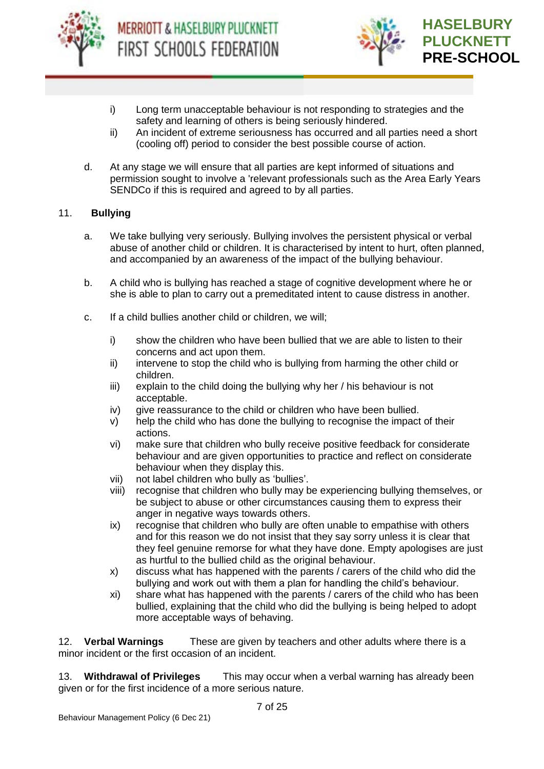i) Long term unacceptable behaviour is not responding to strategies and the safety and learning of others is being seriously hindered.
ii) An incident of extreme seriousness has occurred and all parties need a short (cooling off) period to consider the best possible course of action.

d. At any stage we will ensure that all parties are kept informed of situations and permission sought to involve a 'relevant professionals such as the Area Early Years SENDCo if this is required and agreed to by all parties.

## 11. Bullying

a. We take bullying very seriously. Bullying involves the persistent physical or verbal abuse of another child or children. It is characterised by intent to hurt, often planned, and accompanied by an awareness of the impact of the bullying behaviour.

b. A child who is bullying has reached a stage of cognitive development where he or she is able to plan to carry out a premeditated intent to cause distress in another.

c. If a child bullies another child or children, we will;

i) show the children who have been bullied that we are able to listen to their concerns and act upon them.
ii) intervene to stop the child who is bullying from harming the other child or children.
iii) explain to the child doing the bullying why her / his behaviour is not acceptable.
iv) give reassurance to the child or children who have been bullied.
v) help the child who has done the bullying to recognise the impact of their actions.
vi) make sure that children who bully receive positive feedback for considerate behaviour and are given opportunities to practice and reflect on considerate behaviour when they display this.
vii) not label children who bully as 'bullies'.
viii) recognise that children who bully may be experiencing bullying themselves, or be subject to abuse or other circumstances causing them to express their anger in negative ways towards others.
ix) recognise that children who bully are often unable to empathise with others and for this reason we do not insist that they say sorry unless it is clear that they feel genuine remorse for what they have done. Empty apologises are just as hurtful to the bullied child as the original behaviour.
x) discuss what has happened with the parents / carers of the child who did the bullying and work out with them a plan for handling the child's behaviour.
xi) share what has happened with the parents / carers of the child who has been bullied, explaining that the child who did the bullying is being helped to adopt more acceptable ways of behaving.

12. **Verbal Warnings** These are given by teachers and other adults where there is a minor incident or the first occasion of an incident.

13. **Withdrawal of Privileges** This may occur when a verbal warning has already been given or for the first incidence of a more serious nature.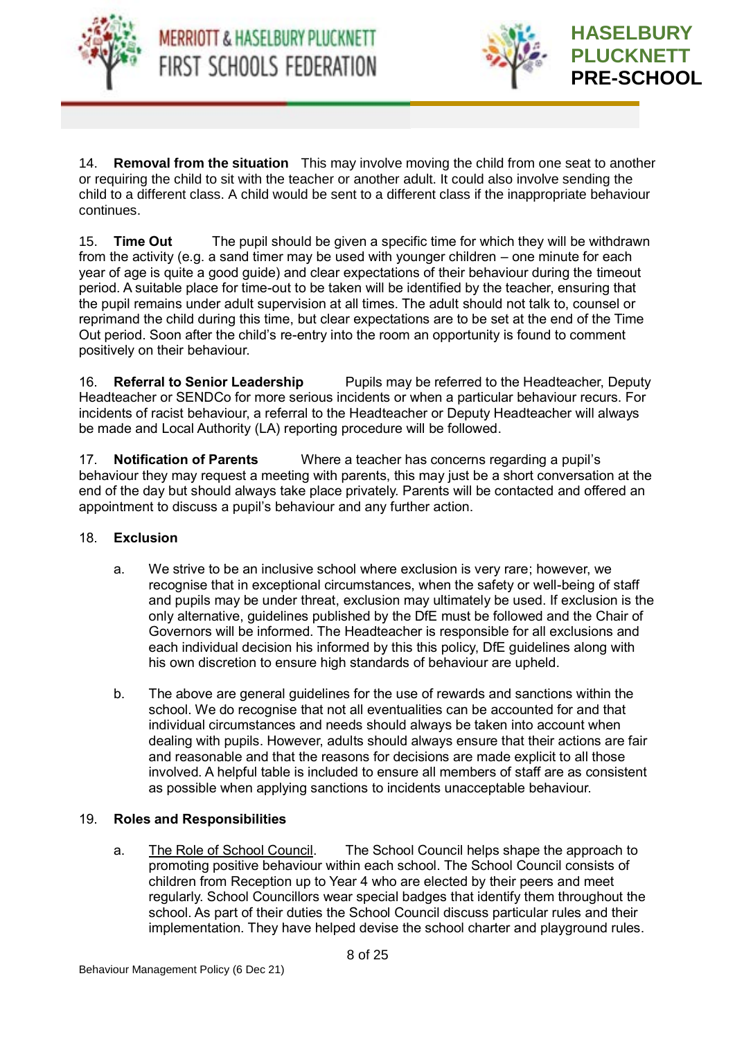14. **Removal from the situation** This may involve moving the child from one seat to another or requiring the child to sit with the teacher or another adult. It could also involve sending the child to a different class. A child would be sent to a different class if the inappropriate behaviour continues.

15. **Time Out** The pupil should be given a specific time for which they will be withdrawn from the activity (e.g. a sand timer may be used with younger children – one minute for each year of age is quite a good guide) and clear expectations of their behaviour during the timeout period. A suitable place for time-out to be taken will be identified by the teacher, ensuring that the pupil remains under adult supervision at all times. The adult should not talk to, counsel or reprimand the child during this time, but clear expectations are to be set at the end of the Time Out period. Soon after the child's re-entry into the room an opportunity is found to comment positively on their behaviour.

16. **Referral to Senior Leadership** Pupils may be referred to the Headteacher, Deputy Headteacher or SENDCo for more serious incidents or when a particular behaviour recurs. For incidents of racist behaviour, a referral to the Headteacher or Deputy Headteacher will always be made and Local Authority (LA) reporting procedure will be followed.

17. **Notification of Parents** Where a teacher has concerns regarding a pupil's behaviour they may request a meeting with parents, this may just be a short conversation at the end of the day but should always take place privately. Parents will be contacted and offered an appointment to discuss a pupil's behaviour and any further action.

18. **Exclusion**

   a. We strive to be an inclusive school where exclusion is very rare; however, we recognise that in exceptional circumstances, when the safety or well-being of staff and pupils may be under threat, exclusion may ultimately be used. If exclusion is the only alternative, guidelines published by the DfE must be followed and the Chair of Governors will be informed. The Headteacher is responsible for all exclusions and each individual decision his informed by this this policy, DfE guidelines along with his own discretion to ensure high standards of behaviour are upheld.

   b. The above are general guidelines for the use of rewards and sanctions within the school. We do recognise that not all eventualities can be accounted for and that individual circumstances and needs should always be taken into account when dealing with pupils. However, adults should always ensure that their actions are fair and reasonable and that the reasons for decisions are made explicit to all those involved. A helpful table is included to ensure all members of staff are as consistent as possible when applying sanctions to incidents unacceptable behaviour.

19. **Roles and Responsibilities**

   a. <u>The Role of School Council</u>. The School Council helps shape the approach to promoting positive behaviour within each school. The School Council consists of children from Reception up to Year 4 who are elected by their peers and meet regularly. School Councillors wear special badges that identify them throughout the school. As part of their duties the School Council discuss particular rules and their implementation. They have helped devise the school charter and playground rules.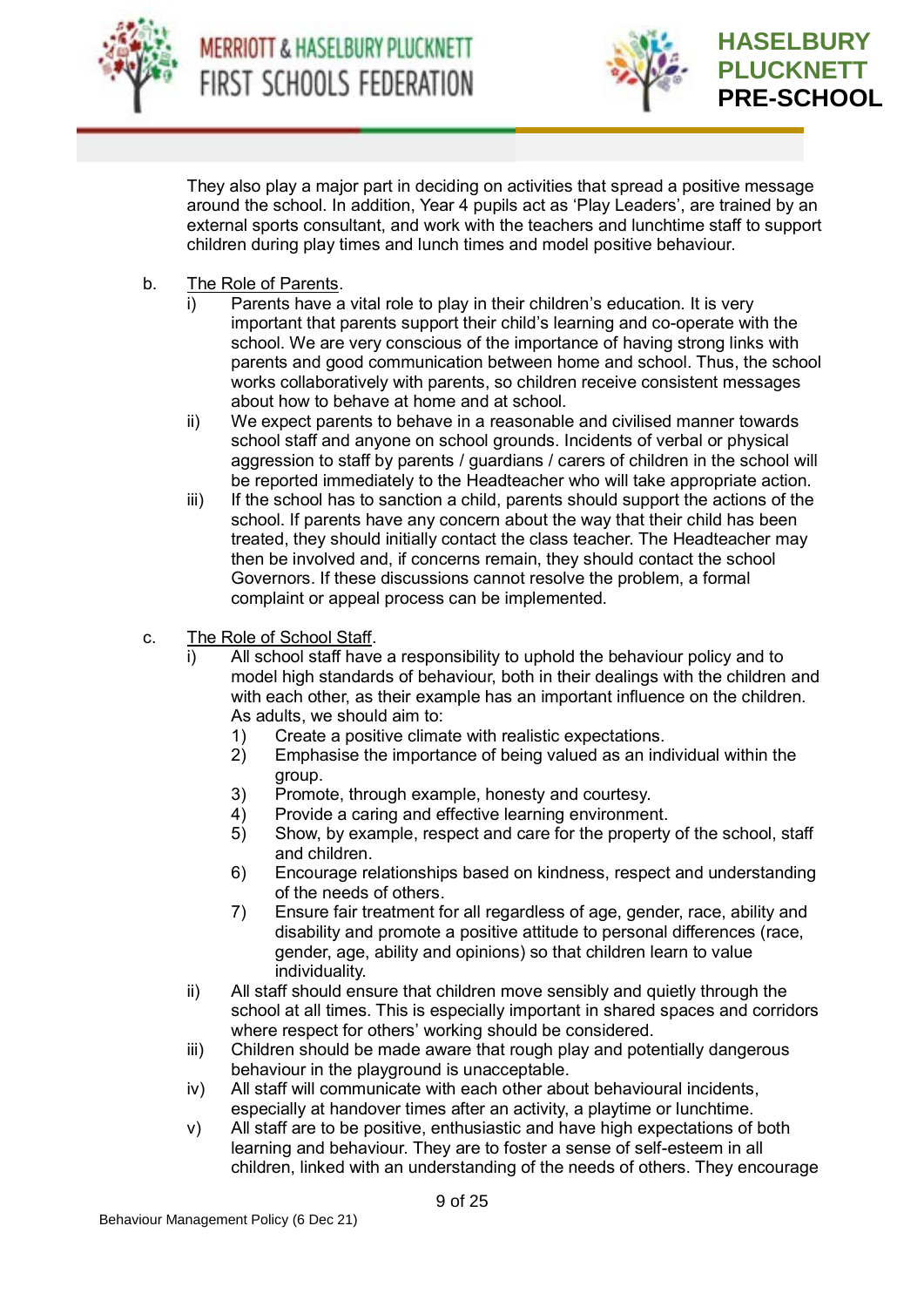They also play a major part in deciding on activities that spread a positive message around the school. In addition, Year 4 pupils act as 'Play Leaders', are trained by an external sports consultant, and work with the teachers and lunchtime staff to support children during play times and lunch times and model positive behaviour.

b. The Role of Parents.

   i) Parents have a vital role to play in their children's education. It is very important that parents support their child's learning and co-operate with the school. We are very conscious of the importance of having strong links with parents and good communication between home and school. Thus, the school works collaboratively with parents, so children receive consistent messages about how to behave at home and at school.

   ii) We expect parents to behave in a reasonable and civilised manner towards school staff and anyone on school grounds. Incidents of verbal or physical aggression to staff by parents / guardians / carers of children in the school will be reported immediately to the Headteacher who will take appropriate action.

   iii) If the school has to sanction a child, parents should support the actions of the school. If parents have any concern about the way that their child has been treated, they should initially contact the class teacher. The Headteacher may then be involved and, if concerns remain, they should contact the school Governors. If these discussions cannot resolve the problem, a formal complaint or appeal process can be implemented.

c. The Role of School Staff.

   i) All school staff have a responsibility to uphold the behaviour policy and to model high standards of behaviour, both in their dealings with the children and with each other, as their example has an important influence on the children. As adults, we should aim to:

      1) Create a positive climate with realistic expectations.
      2) Emphasise the importance of being valued as an individual within the group.
      3) Promote, through example, honesty and courtesy.
      4) Provide a caring and effective learning environment.
      5) Show, by example, respect and care for the property of the school, staff and children.
      6) Encourage relationships based on kindness, respect and understanding of the needs of others.
      7) Ensure fair treatment for all regardless of age, gender, race, ability and disability and promote a positive attitude to personal differences (race, gender, age, ability and opinions) so that children learn to value individuality.

   ii) All staff should ensure that children move sensibly and quietly through the school at all times. This is especially important in shared spaces and corridors where respect for others' working should be considered.

   iii) Children should be made aware that rough play and potentially dangerous behaviour in the playground is unacceptable.

   iv) All staff will communicate with each other about behavioural incidents, especially at handover times after an activity, a playtime or lunchtime.

   v) All staff are to be positive, enthusiastic and have high expectations of both learning and behaviour. They are to foster a sense of self-esteem in all children, linked with an understanding of the needs of others. They encourage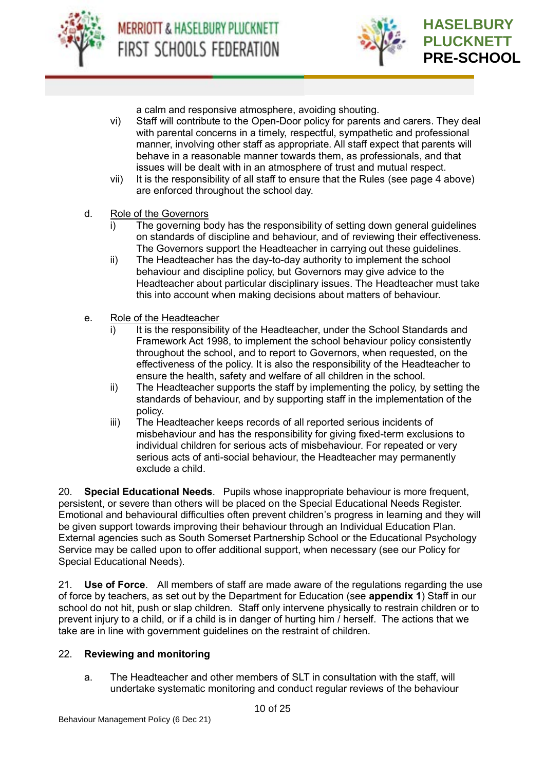a calm and responsive atmosphere, avoiding shouting.

vi) Staff will contribute to the Open-Door policy for parents and carers. They deal with parental concerns in a timely, respectful, sympathetic and professional manner, involving other staff as appropriate. All staff expect that parents will behave in a reasonable manner towards them, as professionals, and that issues will be dealt with in an atmosphere of trust and mutual respect.

vii) It is the responsibility of all staff to ensure that the Rules (see page 4 above) are enforced throughout the school day.

d. Role of the Governors

i) The governing body has the responsibility of setting down general guidelines on standards of discipline and behaviour, and of reviewing their effectiveness. The Governors support the Headteacher in carrying out these guidelines.

ii) The Headteacher has the day-to-day authority to implement the school behaviour and discipline policy, but Governors may give advice to the Headteacher about particular disciplinary issues. The Headteacher must take this into account when making decisions about matters of behaviour.

e. Role of the Headteacher

i) It is the responsibility of the Headteacher, under the School Standards and Framework Act 1998, to implement the school behaviour policy consistently throughout the school, and to report to Governors, when requested, on the effectiveness of the policy. It is also the responsibility of the Headteacher to ensure the health, safety and welfare of all children in the school.

ii) The Headteacher supports the staff by implementing the policy, by setting the standards of behaviour, and by supporting staff in the implementation of the policy.

iii) The Headteacher keeps records of all reported serious incidents of misbehaviour and has the responsibility for giving fixed-term exclusions to individual children for serious acts of misbehaviour. For repeated or very serious acts of anti-social behaviour, the Headteacher may permanently exclude a child.

20. **Special Educational Needs**. Pupils whose inappropriate behaviour is more frequent, persistent, or severe than others will be placed on the Special Educational Needs Register. Emotional and behavioural difficulties often prevent children's progress in learning and they will be given support towards improving their behaviour through an Individual Education Plan. External agencies such as South Somerset Partnership School or the Educational Psychology Service may be called upon to offer additional support, when necessary (see our Policy for Special Educational Needs).

21. **Use of Force**. All members of staff are made aware of the regulations regarding the use of force by teachers, as set out by the Department for Education (see **appendix 1**) Staff in our school do not hit, push or slap children. Staff only intervene physically to restrain children or to prevent injury to a child, or if a child is in danger of hurting him / herself. The actions that we take are in line with government guidelines on the restraint of children.

22. **Reviewing and monitoring**

a. The Headteacher and other members of SLT in consultation with the staff, will undertake systematic monitoring and conduct regular reviews of the behaviour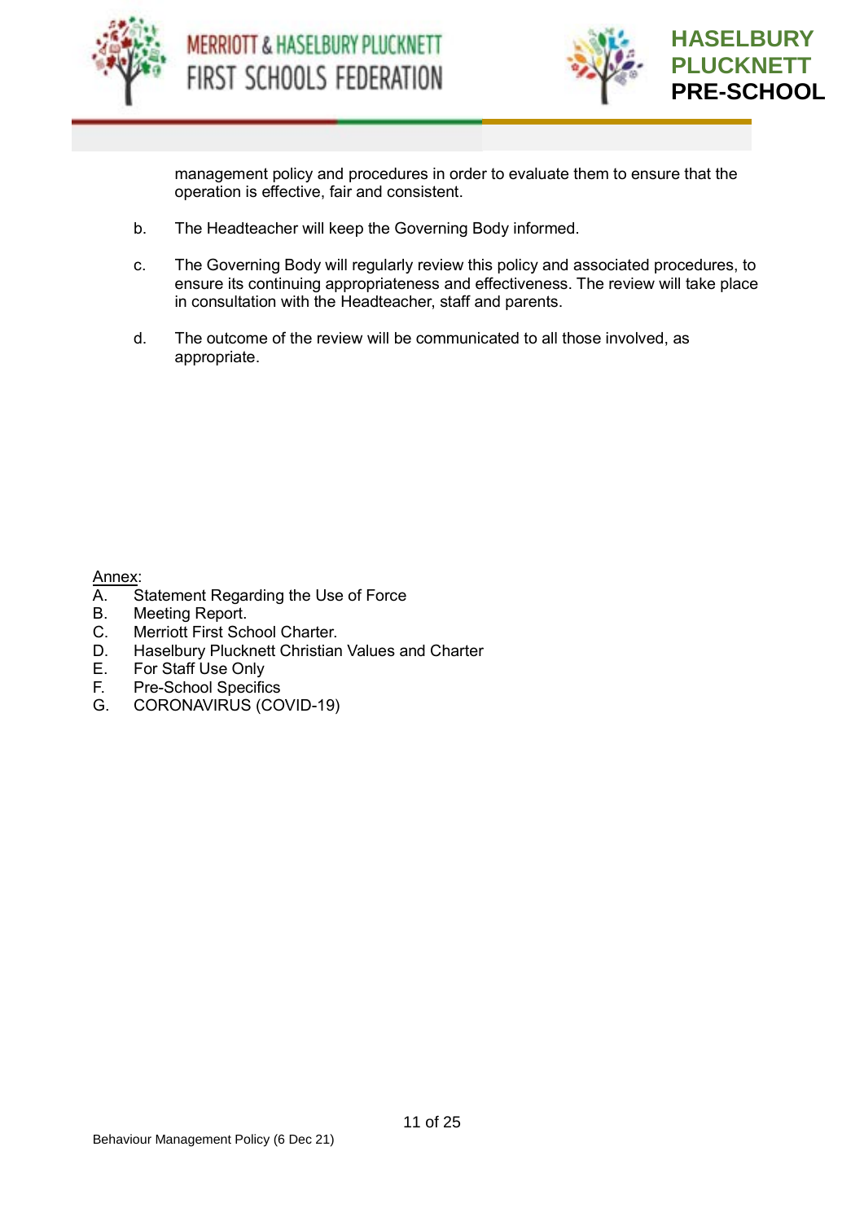management policy and procedures in order to evaluate them to ensure that the operation is effective, fair and consistent.

b. The Headteacher will keep the Governing Body informed.

c. The Governing Body will regularly review this policy and associated procedures, to ensure its continuing appropriateness and effectiveness. The review will take place in consultation with the Headteacher, staff and parents.

d. The outcome of the review will be communicated to all those involved, as appropriate.

<u>Annex</u>:

A. Statement Regarding the Use of Force
B. Meeting Report.
C. Merriott First School Charter.
D. Haselbury Plucknett Christian Values and Charter
E. For Staff Use Only
F. Pre-School Specifics
G. CORONAVIRUS (COVID-19)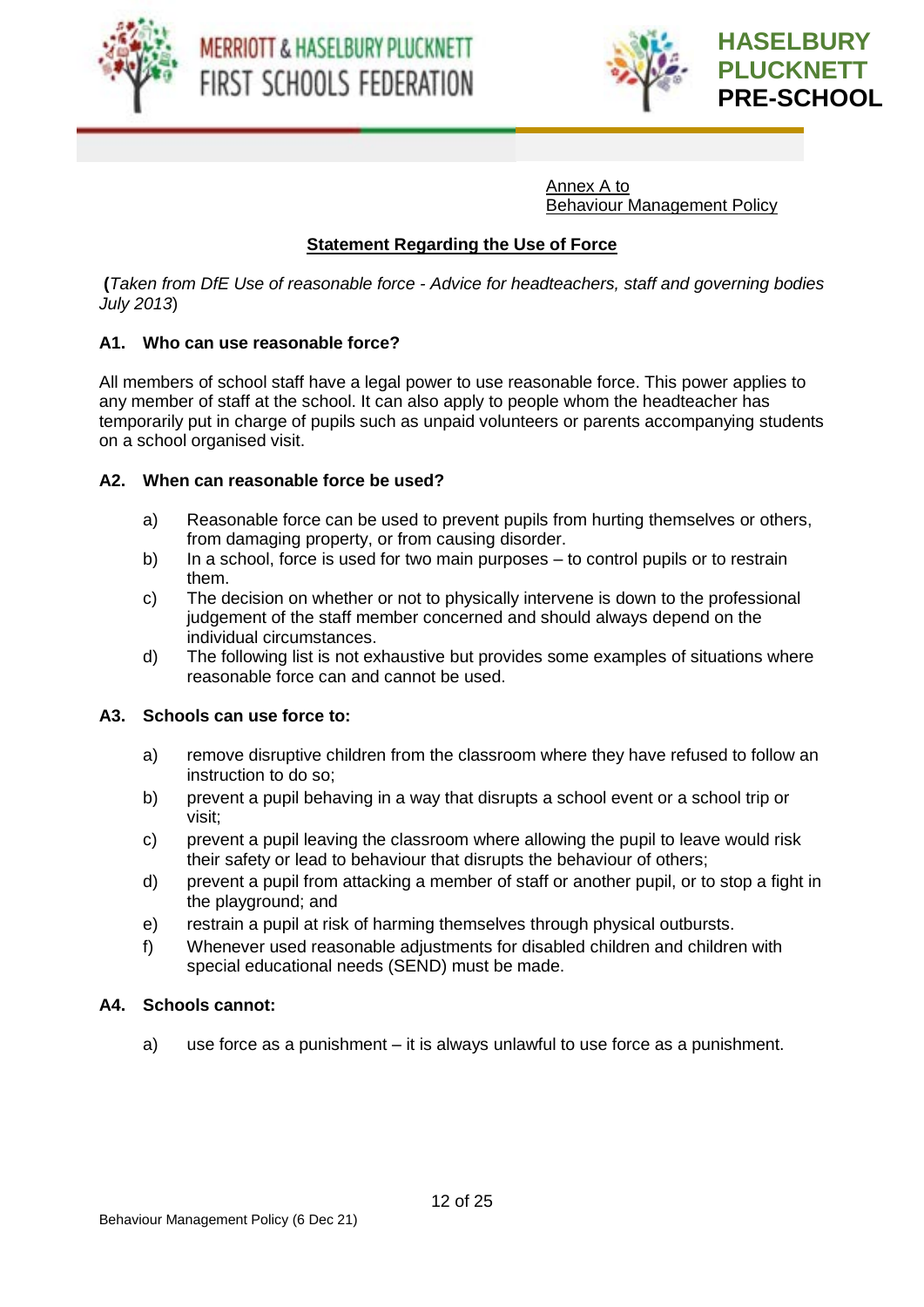Annex A to
Behaviour Management Policy

## Statement Regarding the Use of Force

**(***Taken from DfE Use of reasonable force - Advice for headteachers, staff and governing bodies July 2013*)

### A1. Who can use reasonable force?

All members of school staff have a legal power to use reasonable force. This power applies to any member of staff at the school. It can also apply to people whom the headteacher has temporarily put in charge of pupils such as unpaid volunteers or parents accompanying students on a school organised visit.

### A2. When can reasonable force be used?

a) Reasonable force can be used to prevent pupils from hurting themselves or others, from damaging property, or from causing disorder.

b) In a school, force is used for two main purposes – to control pupils or to restrain them.

c) The decision on whether or not to physically intervene is down to the professional judgement of the staff member concerned and should always depend on the individual circumstances.

d) The following list is not exhaustive but provides some examples of situations where reasonable force can and cannot be used.

### A3. Schools can use force to:

a) remove disruptive children from the classroom where they have refused to follow an instruction to do so;

b) prevent a pupil behaving in a way that disrupts a school event or a school trip or visit;

c) prevent a pupil leaving the classroom where allowing the pupil to leave would risk their safety or lead to behaviour that disrupts the behaviour of others;

d) prevent a pupil from attacking a member of staff or another pupil, or to stop a fight in the playground; and

e) restrain a pupil at risk of harming themselves through physical outbursts.

f) Whenever used reasonable adjustments for disabled children and children with special educational needs (SEND) must be made.

### A4. Schools cannot:

a) use force as a punishment – it is always unlawful to use force as a punishment.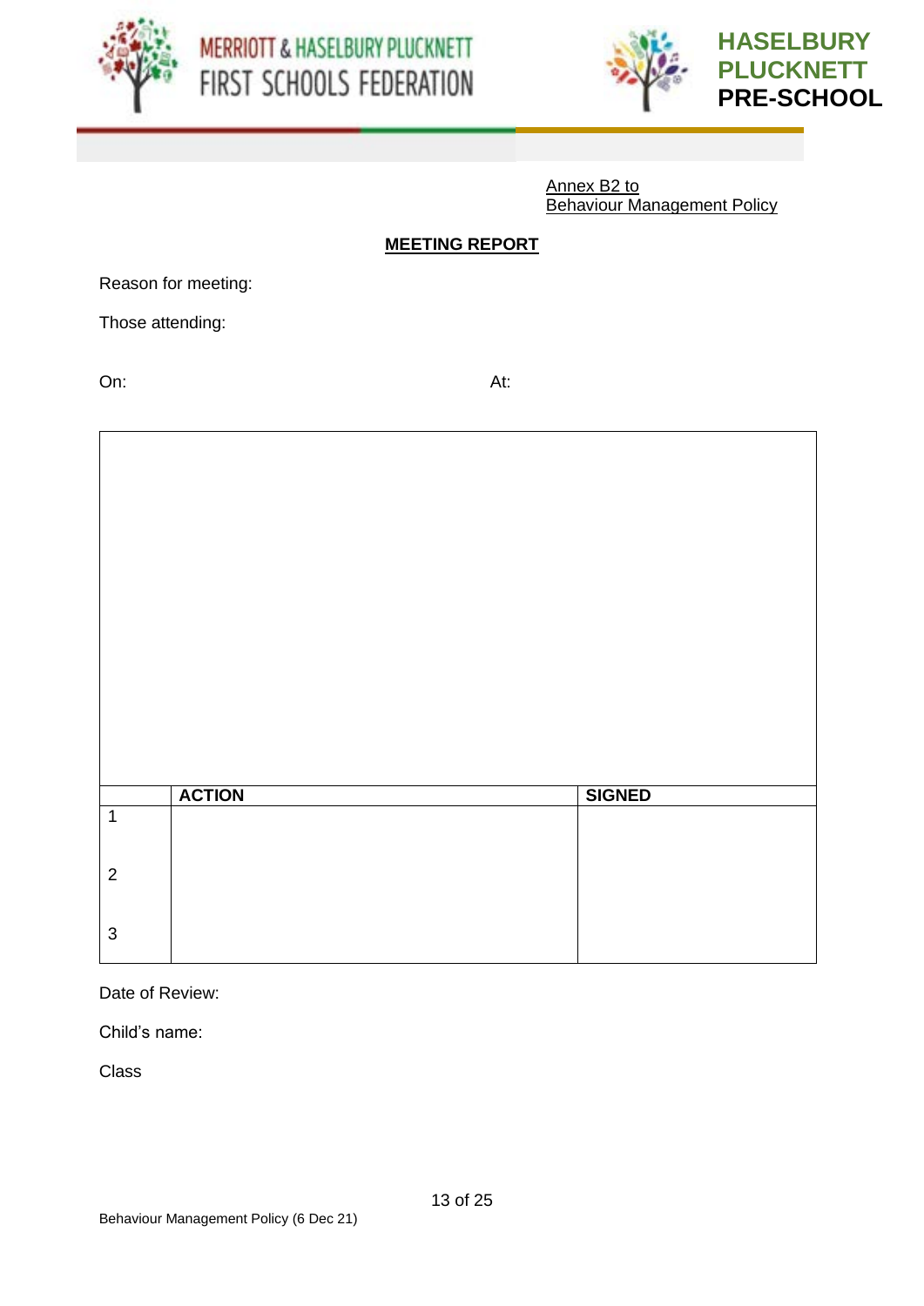MERRIOTT & HASELBURY PLUCKNETT FIRST SCHOOLS FEDERATION

HASELBURY PLUCKNETT PRE-SCHOOL

Annex B2 to
Behaviour Management Policy

## MEETING REPORT

Reason for meeting:

Those attending:

On: At:

| | ACTION | SIGNED |
|---|---|---|
| 1 | | |
| 2 | | |
| 3 | | |

Date of Review:

Child's name:

Class

Behaviour Management Policy (6 Dec 21)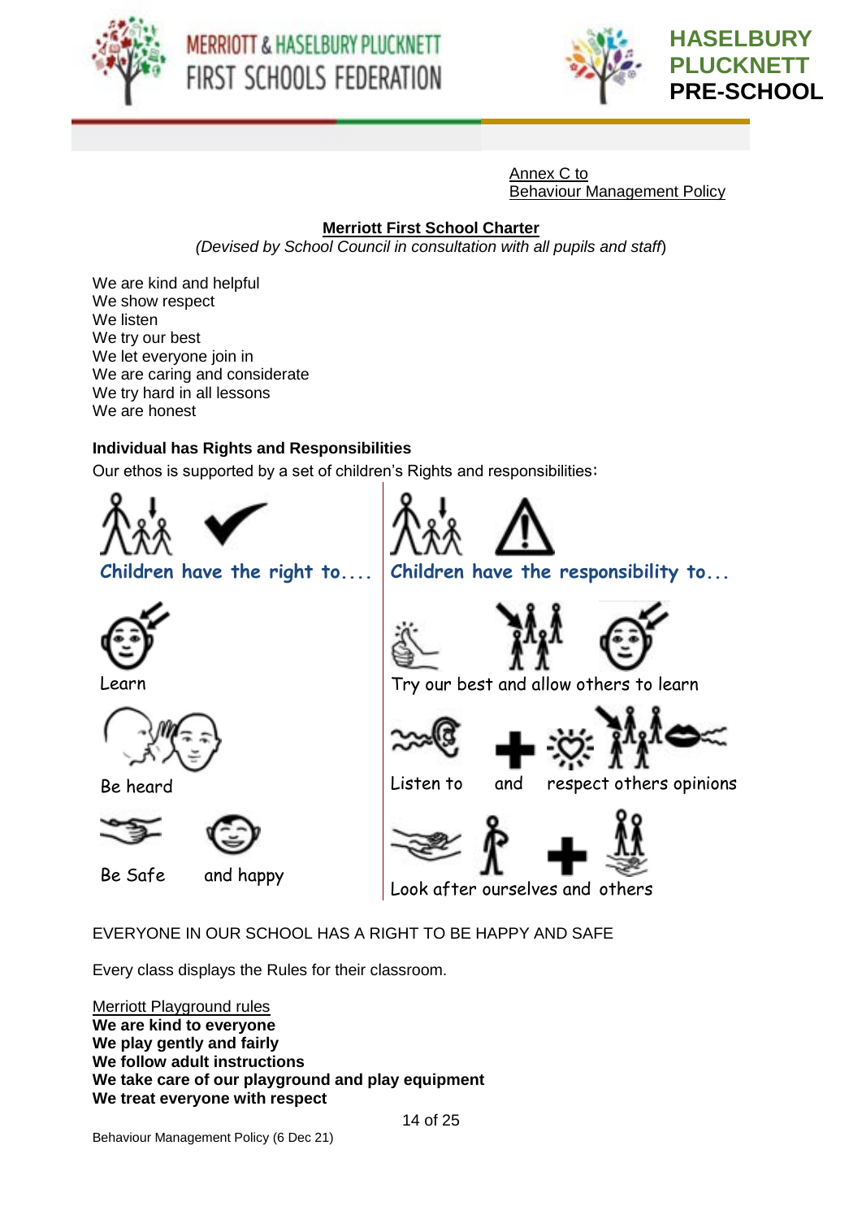Annex C to
Behaviour Management Policy

## Merriott First School Charter

*(Devised by School Council in consultation with all pupils and staff)*

We are kind and helpful
We show respect
We listen
We try our best
We let everyone join in
We are caring and considerate
We try hard in all lessons
We are honest

**Individual has Rights and Responsibilities**

Our ethos is supported by a set of children's Rights and responsibilities:

| Children have the right to.... | Children have the responsibility to... |
|---|---|
| Learn | Try our best and allow others to learn |
| Be heard | Listen to and respect others opinions |
| Be Safe and happy | Look after ourselves and others |

EVERYONE IN OUR SCHOOL HAS A RIGHT TO BE HAPPY AND SAFE

Every class displays the Rules for their classroom.

Merriott Playground rules
**We are kind to everyone**
**We play gently and fairly**
**We follow adult instructions**
**We take care of our playground and play equipment**
**We treat everyone with respect**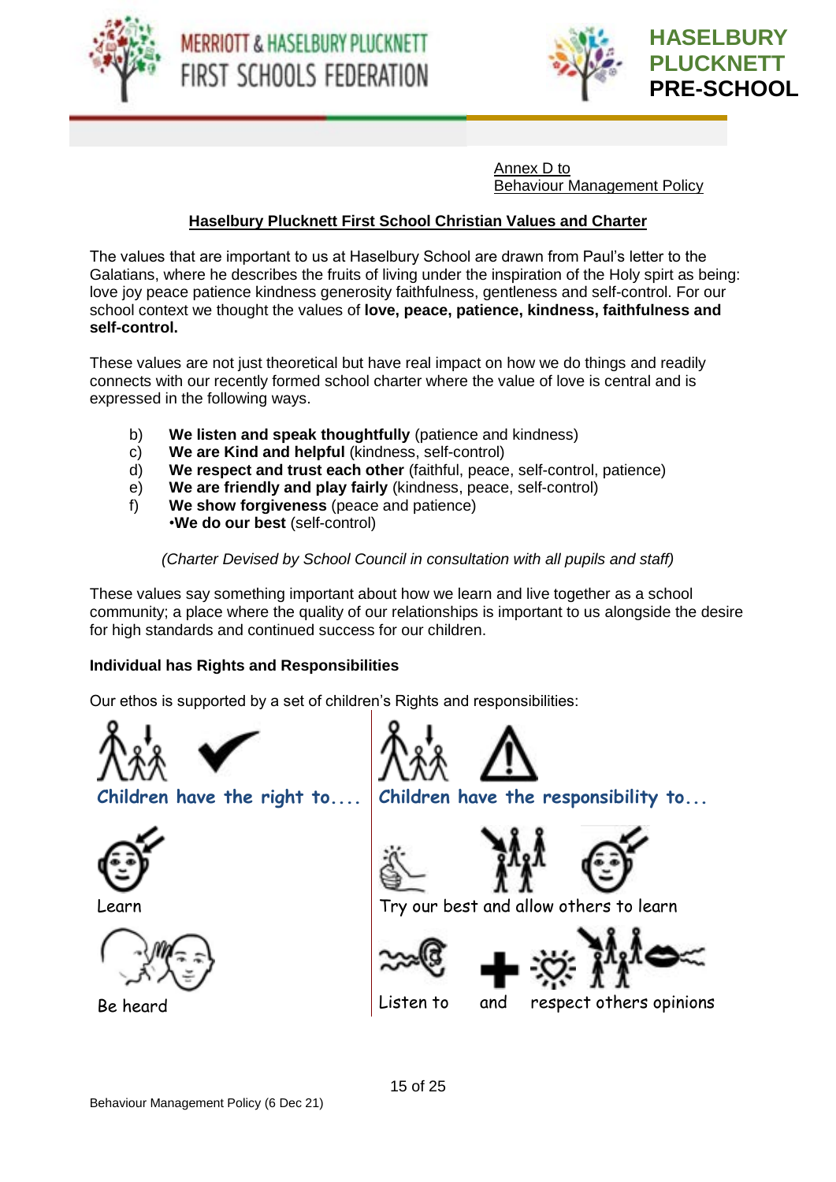Annex D to
Behaviour Management Policy

## Haselbury Plucknett First School Christian Values and Charter

The values that are important to us at Haselbury School are drawn from Paul's letter to the Galatians, where he describes the fruits of living under the inspiration of the Holy spirt as being: love joy peace patience kindness generosity faithfulness, gentleness and self-control. For our school context we thought the values of **love, peace, patience, kindness, faithfulness and self-control.**

These values are not just theoretical but have real impact on how we do things and readily connects with our recently formed school charter where the value of love is central and is expressed in the following ways.

b) **We listen and speak thoughtfully** (patience and kindness)
c) **We are Kind and helpful** (kindness, self-control)
d) **We respect and trust each other** (faithful, peace, self-control, patience)
e) **We are friendly and play fairly** (kindness, peace, self-control)
f) **We show forgiveness** (peace and patience)
•**We do our best** (self-control)

*(Charter Devised by School Council in consultation with all pupils and staff)*

These values say something important about how we learn and live together as a school community; a place where the quality of our relationships is important to us alongside the desire for high standards and continued success for our children.

**Individual has Rights and Responsibilities**

Our ethos is supported by a set of children's Rights and responsibilities:

| Children have the right to.... | Children have the responsibility to... |
|---|---|
| Learn | Try our best and allow others to learn |
| Be heard | Listen to and respect others opinions |

Behaviour Management Policy (6 Dec 21)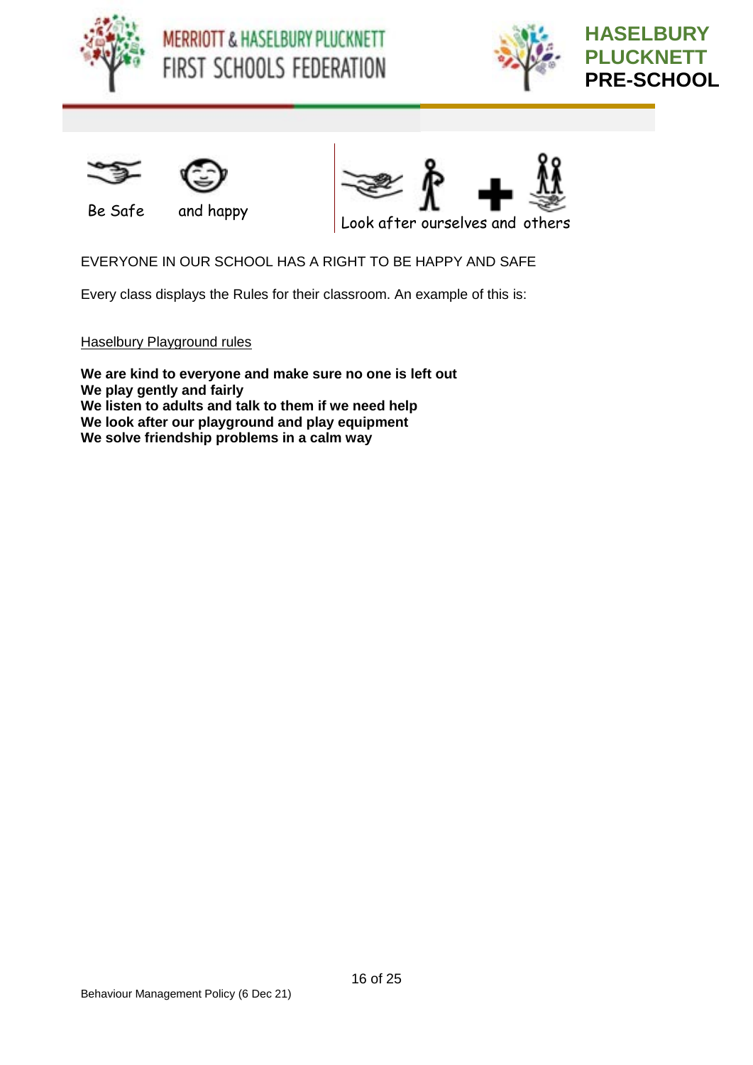Be Safe and happy

Look after ourselves and others

EVERYONE IN OUR SCHOOL HAS A RIGHT TO BE HAPPY AND SAFE

Every class displays the Rules for their classroom. An example of this is:

Haselbury Playground rules

**We are kind to everyone and make sure no one is left out**
**We play gently and fairly**
**We listen to adults and talk to them if we need help**
**We look after our playground and play equipment**
**We solve friendship problems in a calm way**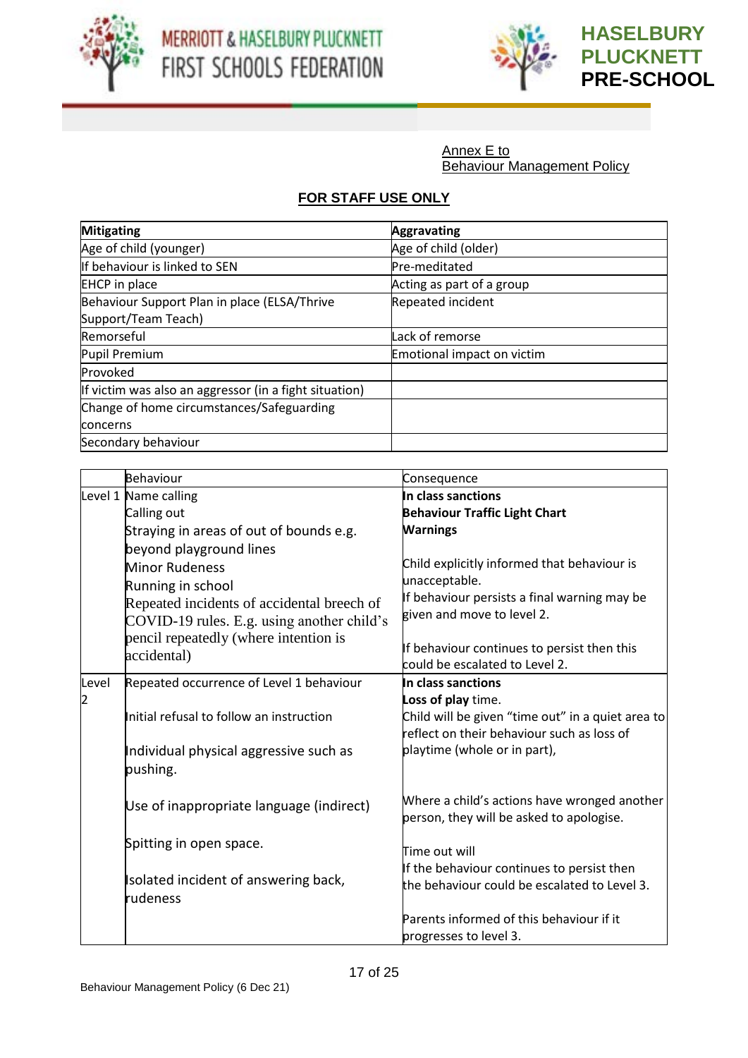Annex E to
Behaviour Management Policy

**FOR STAFF USE ONLY**

| **Mitigating** | **Aggravating** |
|---|---|
| Age of child (younger) | Age of child (older) |
| If behaviour is linked to SEN | Pre-meditated |
| EHCP in place | Acting as part of a group |
| Behaviour Support Plan in place (ELSA/Thrive Support/Team Teach) | Repeated incident |
| Remorseful | Lack of remorse |
| Pupil Premium | Emotional impact on victim |
| Provoked | |
| If victim was also an aggressor (in a fight situation) | |
| Change of home circumstances/Safeguarding concerns | |
| Secondary behaviour | |

| | Behaviour | Consequence |
|---|---|---|
| Level 1 | Name calling<br>Calling out<br>Straying in areas of out of bounds e.g. beyond playground lines<br>Minor Rudeness<br>Running in school<br>Repeated incidents of accidental breech of COVID-19 rules. E.g. using another child's pencil repeatedly (where intention is accidental) | **In class sanctions**<br>**Behaviour Traffic Light Chart**<br>**Warnings**<br><br>Child explicitly informed that behaviour is unacceptable.<br>If behaviour persists a final warning may be given and move to level 2.<br><br>If behaviour continues to persist then this could be escalated to Level 2. |
| Level 2 | Repeated occurrence of Level 1 behaviour<br><br>Initial refusal to follow an instruction<br><br>Individual physical aggressive such as pushing.<br><br>Use of inappropriate language (indirect)<br><br>Spitting in open space.<br><br>Isolated incident of answering back, rudeness | **In class sanctions**<br>**Loss of play** time.<br>Child will be given "time out" in a quiet area to reflect on their behaviour such as loss of playtime (whole or in part),<br><br>Where a child's actions have wronged another person, they will be asked to apologise.<br><br>Time out will<br>If the behaviour continues to persist then the behaviour could be escalated to Level 3.<br><br>Parents informed of this behaviour if it progresses to level 3. |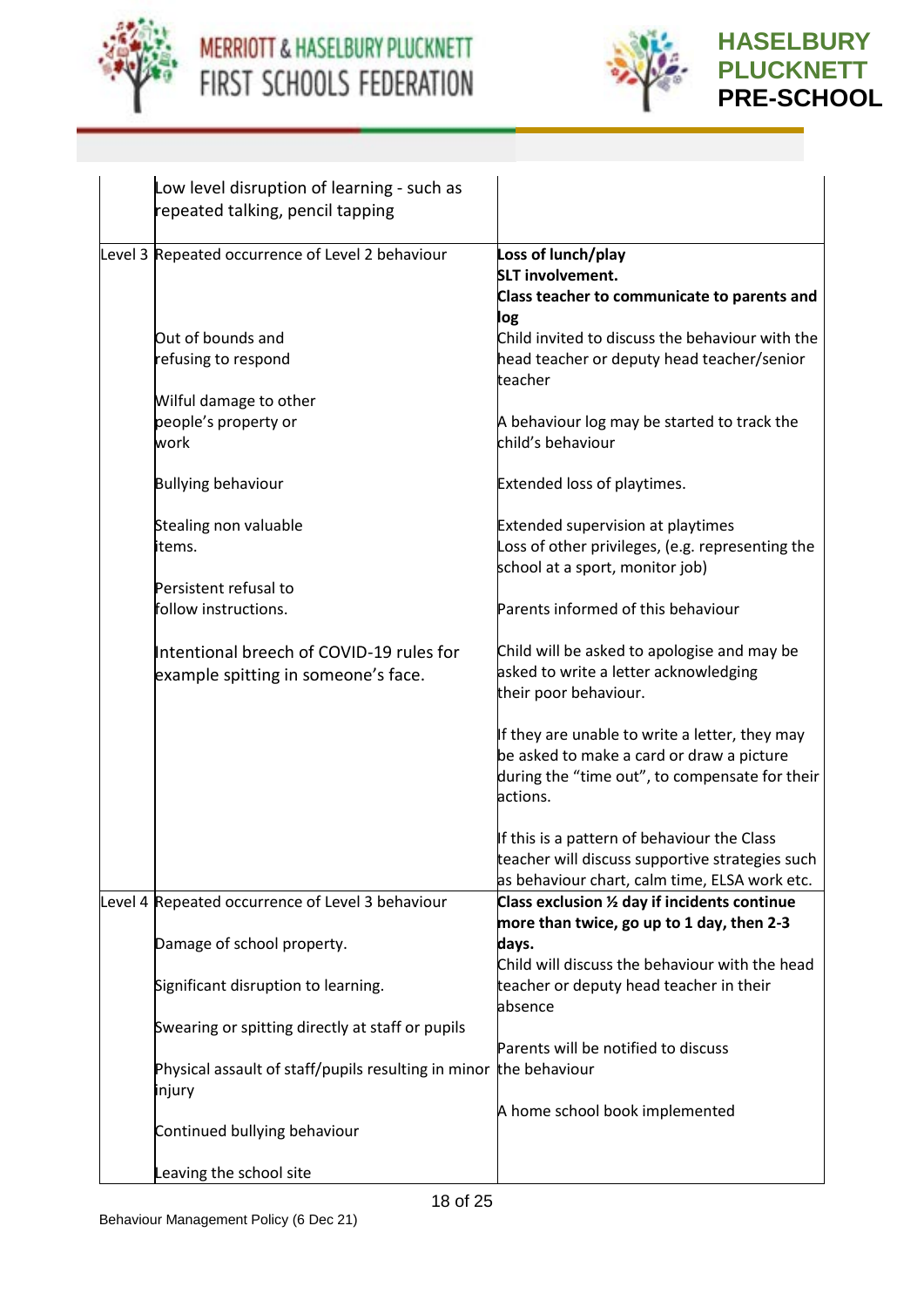| | | |
|---|---|---|
| | Low level disruption of learning - such as repeated talking, pencil tapping | |
| Level 3 | Repeated occurrence of Level 2 behaviour<br><br>Out of bounds and refusing to respond<br><br>Wilful damage to other people's property or work<br><br>Bullying behaviour<br><br>Stealing non valuable items.<br><br>Persistent refusal to follow instructions.<br><br>Intentional breech of COVID-19 rules for example spitting in someone's face. | **Loss of lunch/play**<br>**SLT involvement.**<br>**Class teacher to communicate to parents and log**<br>Child invited to discuss the behaviour with the head teacher or deputy head teacher/senior teacher<br><br>A behaviour log may be started to track the child's behaviour<br><br>Extended loss of playtimes.<br><br>Extended supervision at playtimes<br>Loss of other privileges, (e.g. representing the school at a sport, monitor job)<br><br>Parents informed of this behaviour<br><br>Child will be asked to apologise and may be asked to write a letter acknowledging their poor behaviour.<br><br>If they are unable to write a letter, they may be asked to make a card or draw a picture during the "time out", to compensate for their actions.<br><br>If this is a pattern of behaviour the Class teacher will discuss supportive strategies such as behaviour chart, calm time, ELSA work etc. |
| Level 4 | Repeated occurrence of Level 3 behaviour<br><br>Damage of school property.<br><br>Significant disruption to learning.<br><br>Swearing or spitting directly at staff or pupils<br><br>Physical assault of staff/pupils resulting in minor injury<br><br>Continued bullying behaviour<br><br>Leaving the school site | **Class exclusion ½ day if incidents continue more than twice, go up to 1 day, then 2-3 days.**<br>Child will discuss the behaviour with the head teacher or deputy head teacher in their absence<br><br>Parents will be notified to discuss the behaviour<br><br>A home school book implemented |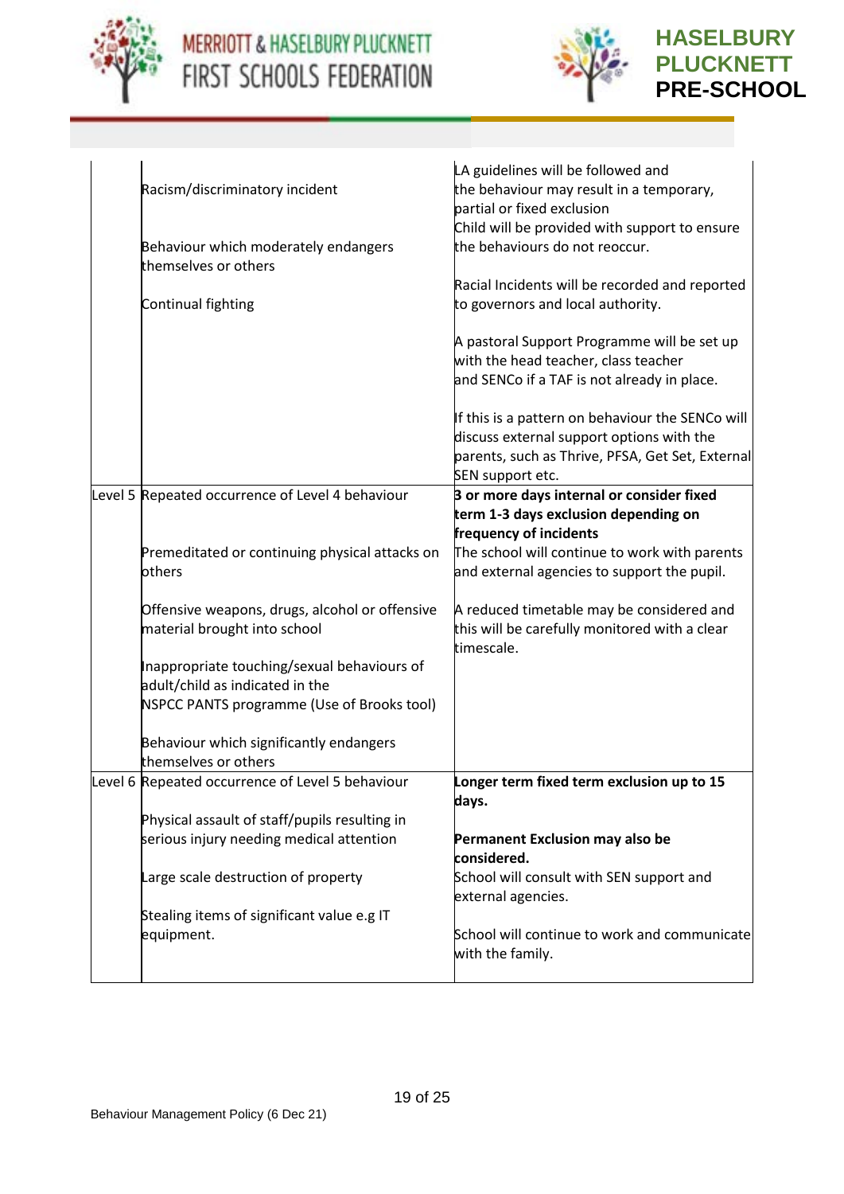| | | |
|---|---|---|
| | Racism/discriminatory incident<br><br>Behaviour which moderately endangers themselves or others<br><br>Continual fighting | LA guidelines will be followed and the behaviour may result in a temporary, partial or fixed exclusion<br>Child will be provided with support to ensure the behaviours do not reoccur.<br><br>Racial Incidents will be recorded and reported to governors and local authority.<br><br>A pastoral Support Programme will be set up with the head teacher, class teacher and SENCo if a TAF is not already in place.<br><br>If this is a pattern on behaviour the SENCo will discuss external support options with the parents, such as Thrive, PFSA, Get Set, External SEN support etc. |
| Level 5 | Repeated occurrence of Level 4 behaviour<br><br>Premeditated or continuing physical attacks on others<br><br>Offensive weapons, drugs, alcohol or offensive material brought into school<br><br>Inappropriate touching/sexual behaviours of adult/child as indicated in the NSPCC PANTS programme (Use of Brooks tool)<br><br>Behaviour which significantly endangers themselves or others | **3 or more days internal or consider fixed term 1-3 days exclusion depending on frequency of incidents**<br>The school will continue to work with parents and external agencies to support the pupil.<br><br>A reduced timetable may be considered and this will be carefully monitored with a clear timescale. |
| Level 6 | Repeated occurrence of Level 5 behaviour<br><br>Physical assault of staff/pupils resulting in serious injury needing medical attention<br><br>Large scale destruction of property<br><br>Stealing items of significant value e.g IT equipment. | **Longer term fixed term exclusion up to 15 days.**<br><br>**Permanent Exclusion may also be considered.**<br>School will consult with SEN support and external agencies.<br><br>School will continue to work and communicate with the family. |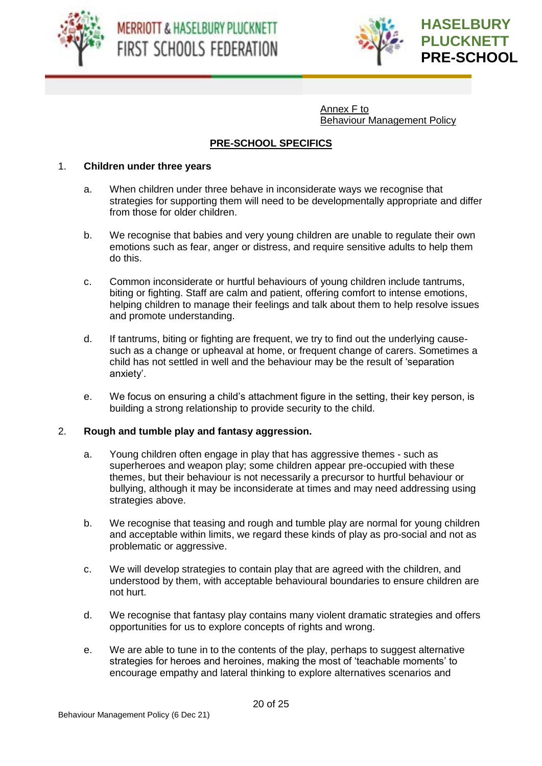Annex F to
Behaviour Management Policy

## PRE-SCHOOL SPECIFICS

1. **Children under three years**

   a. When children under three behave in inconsiderate ways we recognise that strategies for supporting them will need to be developmentally appropriate and differ from those for older children.

   b. We recognise that babies and very young children are unable to regulate their own emotions such as fear, anger or distress, and require sensitive adults to help them do this.

   c. Common inconsiderate or hurtful behaviours of young children include tantrums, biting or fighting. Staff are calm and patient, offering comfort to intense emotions, helping children to manage their feelings and talk about them to help resolve issues and promote understanding.

   d. If tantrums, biting or fighting are frequent, we try to find out the underlying cause- such as a change or upheaval at home, or frequent change of carers. Sometimes a child has not settled in well and the behaviour may be the result of 'separation anxiety'.

   e. We focus on ensuring a child's attachment figure in the setting, their key person, is building a strong relationship to provide security to the child.

2. **Rough and tumble play and fantasy aggression.**

   a. Young children often engage in play that has aggressive themes - such as superheroes and weapon play; some children appear pre-occupied with these themes, but their behaviour is not necessarily a precursor to hurtful behaviour or bullying, although it may be inconsiderate at times and may need addressing using strategies above.

   b. We recognise that teasing and rough and tumble play are normal for young children and acceptable within limits, we regard these kinds of play as pro-social and not as problematic or aggressive.

   c. We will develop strategies to contain play that are agreed with the children, and understood by them, with acceptable behavioural boundaries to ensure children are not hurt.

   d. We recognise that fantasy play contains many violent dramatic strategies and offers opportunities for us to explore concepts of rights and wrong.

   e. We are able to tune in to the contents of the play, perhaps to suggest alternative strategies for heroes and heroines, making the most of 'teachable moments' to encourage empathy and lateral thinking to explore alternatives scenarios and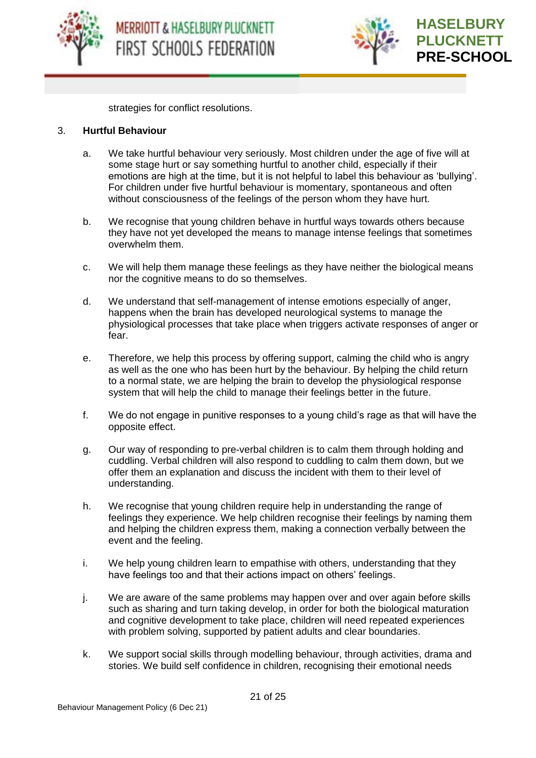strategies for conflict resolutions.

3. **Hurtful Behaviour**

   a. We take hurtful behaviour very seriously. Most children under the age of five will at some stage hurt or say something hurtful to another child, especially if their emotions are high at the time, but it is not helpful to label this behaviour as 'bullying'. For children under five hurtful behaviour is momentary, spontaneous and often without consciousness of the feelings of the person whom they have hurt.

   b. We recognise that young children behave in hurtful ways towards others because they have not yet developed the means to manage intense feelings that sometimes overwhelm them.

   c. We will help them manage these feelings as they have neither the biological means nor the cognitive means to do so themselves.

   d. We understand that self-management of intense emotions especially of anger, happens when the brain has developed neurological systems to manage the physiological processes that take place when triggers activate responses of anger or fear.

   e. Therefore, we help this process by offering support, calming the child who is angry as well as the one who has been hurt by the behaviour. By helping the child return to a normal state, we are helping the brain to develop the physiological response system that will help the child to manage their feelings better in the future.

   f. We do not engage in punitive responses to a young child's rage as that will have the opposite effect.

   g. Our way of responding to pre-verbal children is to calm them through holding and cuddling. Verbal children will also respond to cuddling to calm them down, but we offer them an explanation and discuss the incident with them to their level of understanding.

   h. We recognise that young children require help in understanding the range of feelings they experience. We help children recognise their feelings by naming them and helping the children express them, making a connection verbally between the event and the feeling.

   i. We help young children learn to empathise with others, understanding that they have feelings too and that their actions impact on others' feelings.

   j. We are aware of the same problems may happen over and over again before skills such as sharing and turn taking develop, in order for both the biological maturation and cognitive development to take place, children will need repeated experiences with problem solving, supported by patient adults and clear boundaries.

   k. We support social skills through modelling behaviour, through activities, drama and stories. We build self confidence in children, recognising their emotional needs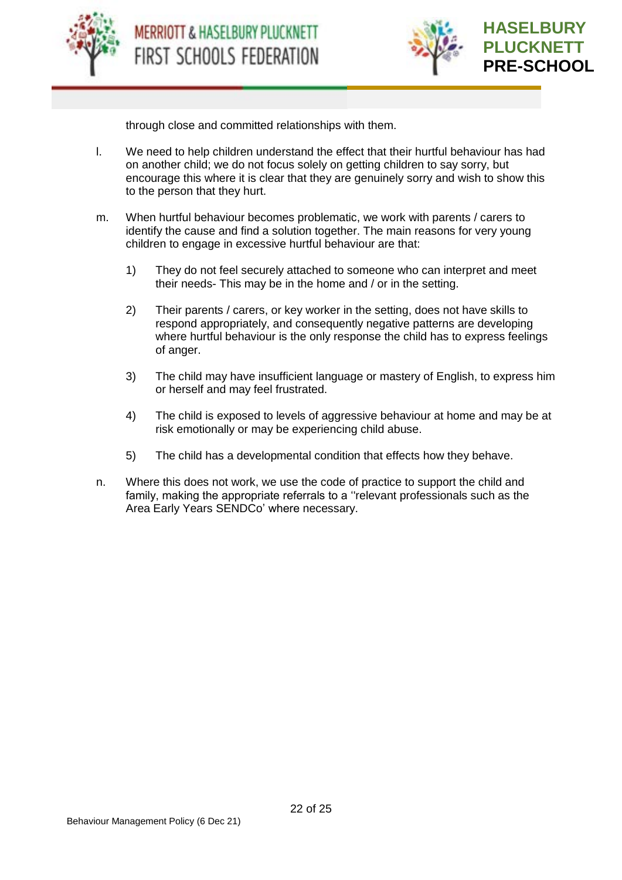through close and committed relationships with them.

l. We need to help children understand the effect that their hurtful behaviour has had on another child; we do not focus solely on getting children to say sorry, but encourage this where it is clear that they are genuinely sorry and wish to show this to the person that they hurt.

m. When hurtful behaviour becomes problematic, we work with parents / carers to identify the cause and find a solution together. The main reasons for very young children to engage in excessive hurtful behaviour are that:

   1) They do not feel securely attached to someone who can interpret and meet their needs- This may be in the home and / or in the setting.

   2) Their parents / carers, or key worker in the setting, does not have skills to respond appropriately, and consequently negative patterns are developing where hurtful behaviour is the only response the child has to express feelings of anger.

   3) The child may have insufficient language or mastery of English, to express him or herself and may feel frustrated.

   4) The child is exposed to levels of aggressive behaviour at home and may be at risk emotionally or may be experiencing child abuse.

   5) The child has a developmental condition that effects how they behave.

n. Where this does not work, we use the code of practice to support the child and family, making the appropriate referrals to a ''relevant professionals such as the Area Early Years SENDCo' where necessary.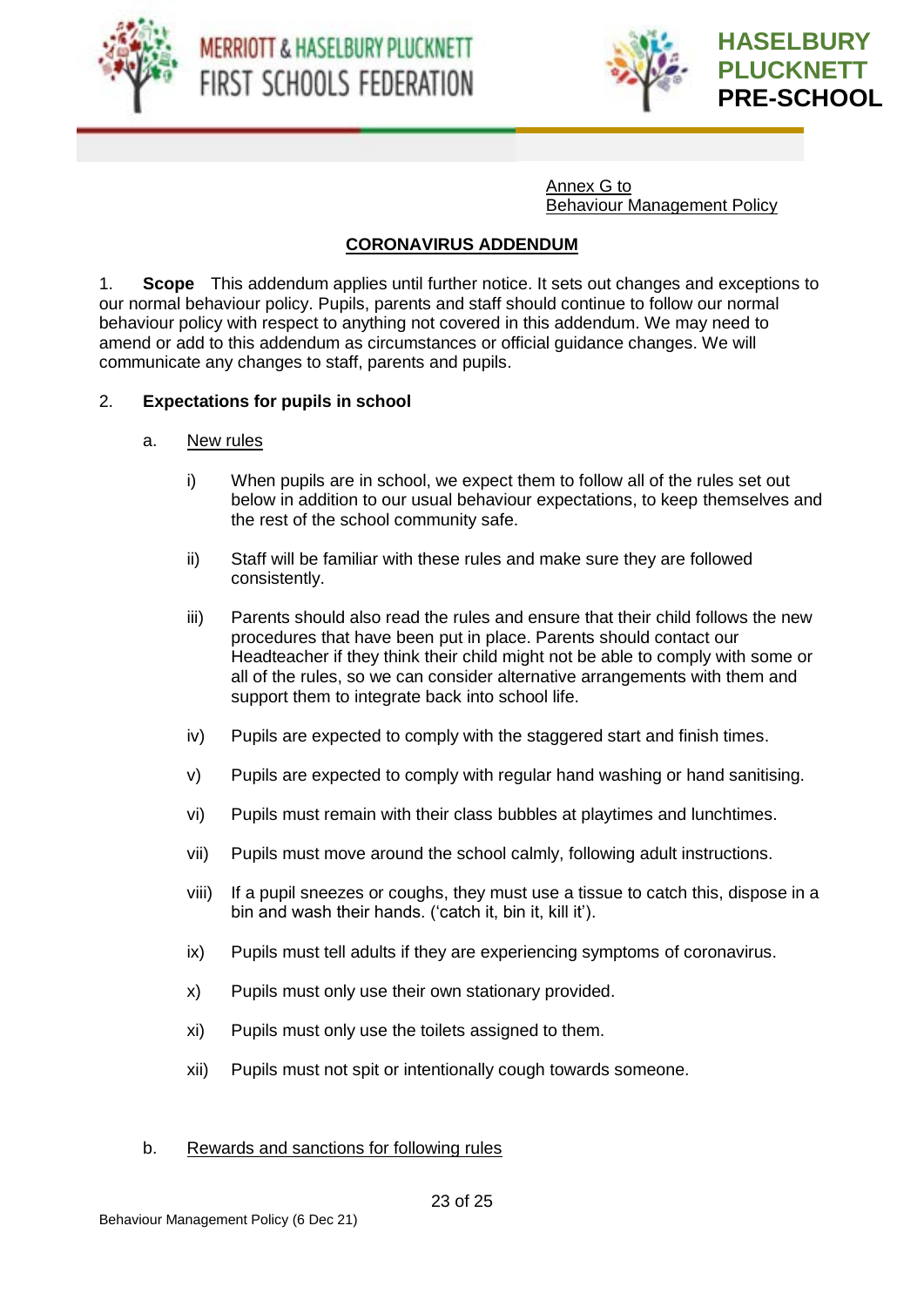Annex G to
Behaviour Management Policy

## CORONAVIRUS ADDENDUM

1. **Scope** This addendum applies until further notice. It sets out changes and exceptions to our normal behaviour policy. Pupils, parents and staff should continue to follow our normal behaviour policy with respect to anything not covered in this addendum. We may need to amend or add to this addendum as circumstances or official guidance changes. We will communicate any changes to staff, parents and pupils.

2. **Expectations for pupils in school**

   a. New rules

      i) When pupils are in school, we expect them to follow all of the rules set out below in addition to our usual behaviour expectations, to keep themselves and the rest of the school community safe.

      ii) Staff will be familiar with these rules and make sure they are followed consistently.

      iii) Parents should also read the rules and ensure that their child follows the new procedures that have been put in place. Parents should contact our Headteacher if they think their child might not be able to comply with some or all of the rules, so we can consider alternative arrangements with them and support them to integrate back into school life.

      iv) Pupils are expected to comply with the staggered start and finish times.

      v) Pupils are expected to comply with regular hand washing or hand sanitising.

      vi) Pupils must remain with their class bubbles at playtimes and lunchtimes.

      vii) Pupils must move around the school calmly, following adult instructions.

      viii) If a pupil sneezes or coughs, they must use a tissue to catch this, dispose in a bin and wash their hands. ('catch it, bin it, kill it').

      ix) Pupils must tell adults if they are experiencing symptoms of coronavirus.

      x) Pupils must only use their own stationary provided.

      xi) Pupils must only use the toilets assigned to them.

      xii) Pupils must not spit or intentionally cough towards someone.

   b. Rewards and sanctions for following rules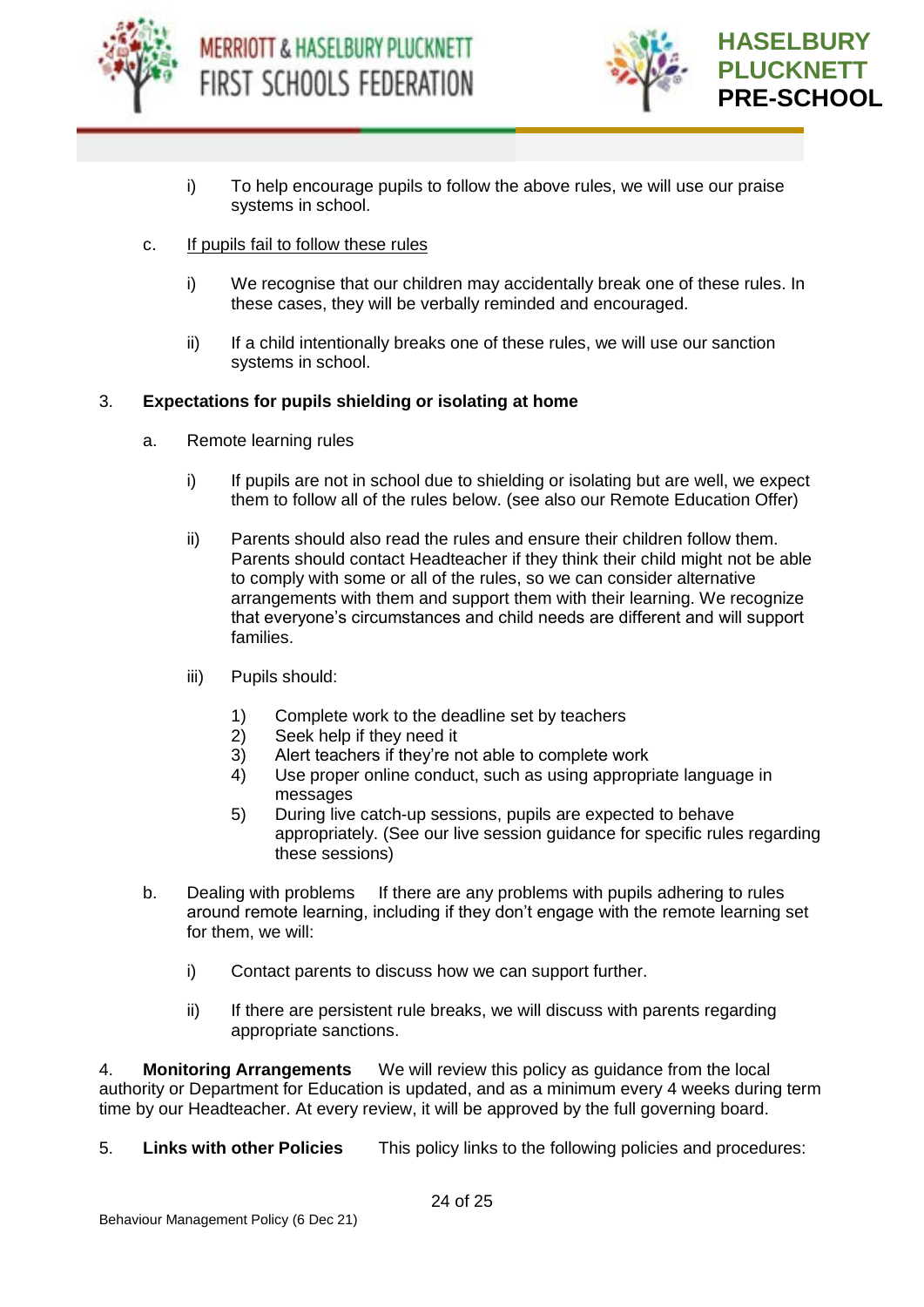i) To help encourage pupils to follow the above rules, we will use our praise systems in school.

c. <u>If pupils fail to follow these rules</u>

i) We recognise that our children may accidentally break one of these rules. In these cases, they will be verbally reminded and encouraged.

ii) If a child intentionally breaks one of these rules, we will use our sanction systems in school.

3. **Expectations for pupils shielding or isolating at home**

a. Remote learning rules

i) If pupils are not in school due to shielding or isolating but are well, we expect them to follow all of the rules below. (see also our Remote Education Offer)

ii) Parents should also read the rules and ensure their children follow them. Parents should contact Headteacher if they think their child might not be able to comply with some or all of the rules, so we can consider alternative arrangements with them and support them with their learning. We recognize that everyone's circumstances and child needs are different and will support families.

iii) Pupils should:

1) Complete work to the deadline set by teachers
2) Seek help if they need it
3) Alert teachers if they're not able to complete work
4) Use proper online conduct, such as using appropriate language in messages
5) During live catch-up sessions, pupils are expected to behave appropriately. (See our live session guidance for specific rules regarding these sessions)

b. Dealing with problems If there are any problems with pupils adhering to rules around remote learning, including if they don't engage with the remote learning set for them, we will:

i) Contact parents to discuss how we can support further.

ii) If there are persistent rule breaks, we will discuss with parents regarding appropriate sanctions.

4. **Monitoring Arrangements** We will review this policy as guidance from the local authority or Department for Education is updated, and as a minimum every 4 weeks during term time by our Headteacher. At every review, it will be approved by the full governing board.

5. **Links with other Policies** This policy links to the following policies and procedures: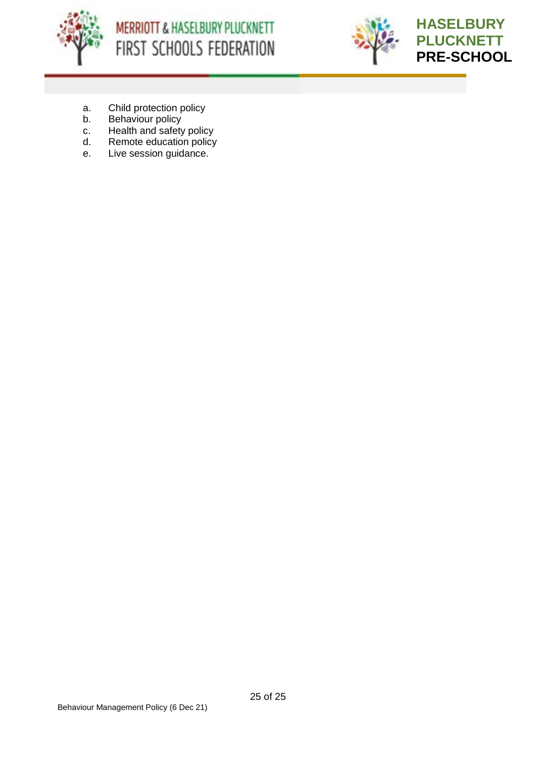a. Child protection policy
b. Behaviour policy
c. Health and safety policy
d. Remote education policy
e. Live session guidance.